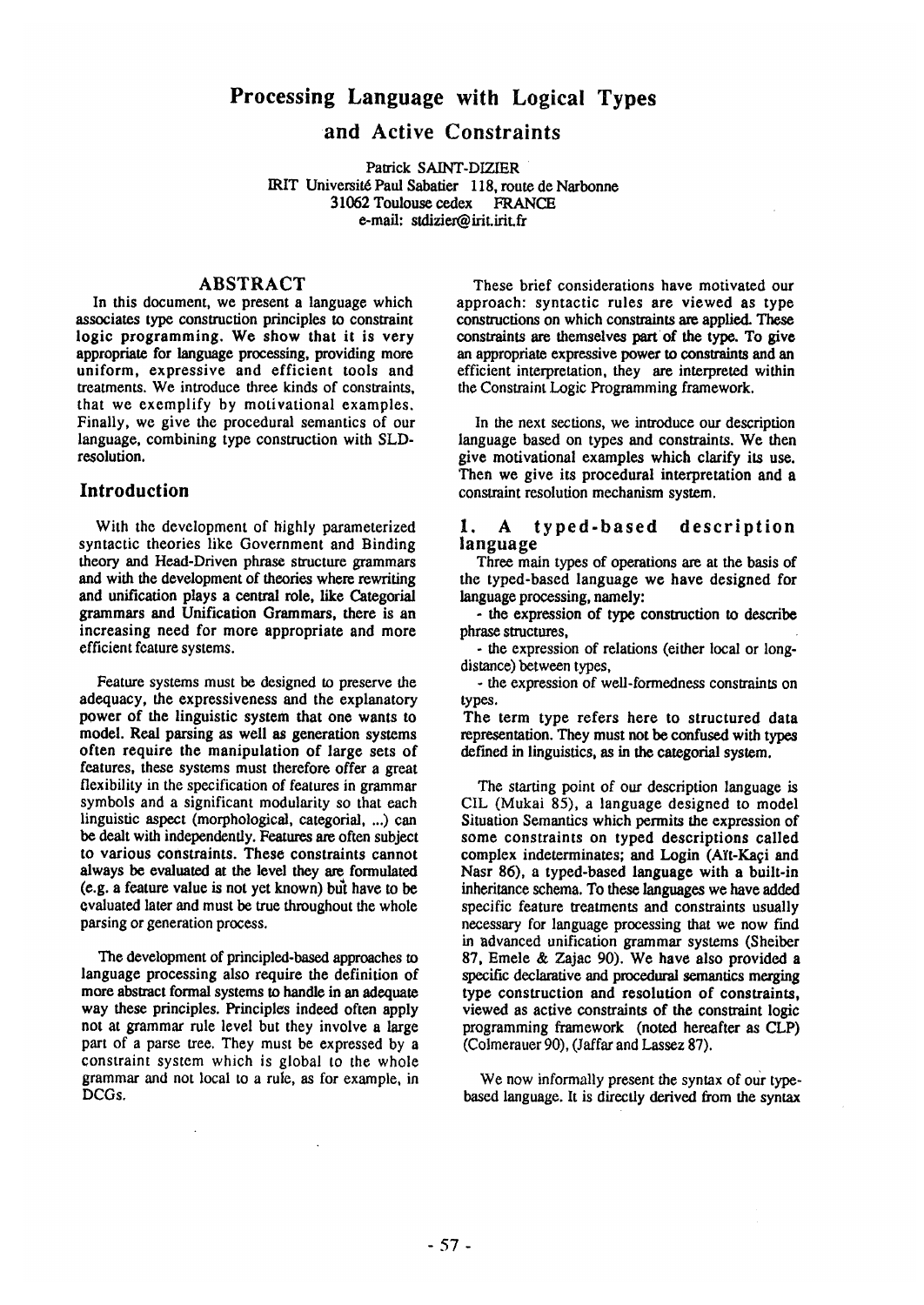# Processing Language with Logical Types and Active Constraints

Patrick SAINT-DIZIER
IRIT Université Paul Sabatier 118, route de Narbonne
31062 Toulouse cedex FRANCE
e-mail: stdizier@irit.irit.fr

## ABSTRACT

In this document, we present a language which associates type construction principles to constraint logic programming. We show that it is very appropriate for language processing, providing more uniform, expressive and efficient tools and treatments. We introduce three kinds of constraints, that we exemplify by motivational examples. Finally, we give the procedural semantics of our language, combining type construction with SLD-resolution.

## Introduction

With the development of highly parameterized syntactic theories like Government and Binding theory and Head-Driven phrase structure grammars and with the development of theories where rewriting and unification plays a central role, like Categorial grammars and Unification Grammars, there is an increasing need for more appropriate and more efficient feature systems.

Feature systems must be designed to preserve the adequacy, the expressiveness and the explanatory power of the linguistic system that one wants to model. Real parsing as well as generation systems often require the manipulation of large sets of features, these systems must therefore offer a great flexibility in the specification of features in grammar symbols and a significant modularity so that each linguistic aspect (morphological, categorial, ...) can be dealt with independently. Features are often subject to various constraints. These constraints cannot always be evaluated at the level they are formulated (e.g. a feature value is not yet known) but have to be evaluated later and must be true throughout the whole parsing or generation process.

The development of principled-based approaches to language processing also require the definition of more abstract formal systems to handle in an adequate way these principles. Principles indeed often apply not at grammar rule level but they involve a large part of a parse tree. They must be expressed by a constraint system which is global to the whole grammar and not local to a rule, as for example, in DCGs.

These brief considerations have motivated our approach: syntactic rules are viewed as type constructions on which constraints are applied. These constraints are themselves part of the type. To give an appropriate expressive power to constraints and an efficient interpretation, they are interpreted within the Constraint Logic Programming framework.

In the next sections, we introduce our description language based on types and constraints. We then give motivational examples which clarify its use. Then we give its procedural interpretation and a constraint resolution mechanism system.

## 1. A typed-based description language

Three main types of operations are at the basis of the typed-based language we have designed for language processing, namely:

- the expression of type construction to describe phrase structures,
- the expression of relations (either local or long-distance) between types,
- the expression of well-formedness constraints on types.

The term type refers here to structured data representation. They must not be confused with types defined in linguistics, as in the categorial system.

The starting point of our description language is CIL (Mukai 85), a language designed to model Situation Semantics which permits the expression of some constraints on typed descriptions called complex indeterminates; and Login (Aït-Kaçi and Nasr 86), a typed-based language with a built-in inheritance schema. To these languages we have added specific feature treatments and constraints usually necessary for language processing that we now find in advanced unification grammar systems (Sheiber 87, Emele & Zajac 90). We have also provided a specific declarative and procedural semantics merging type construction and resolution of constraints, viewed as active constraints of the constraint logic programming framework (noted hereafter as CLP) (Colmerauer 90), (Jaffar and Lassez 87).

We now informally present the syntax of our type-based language. It is directly derived from the syntax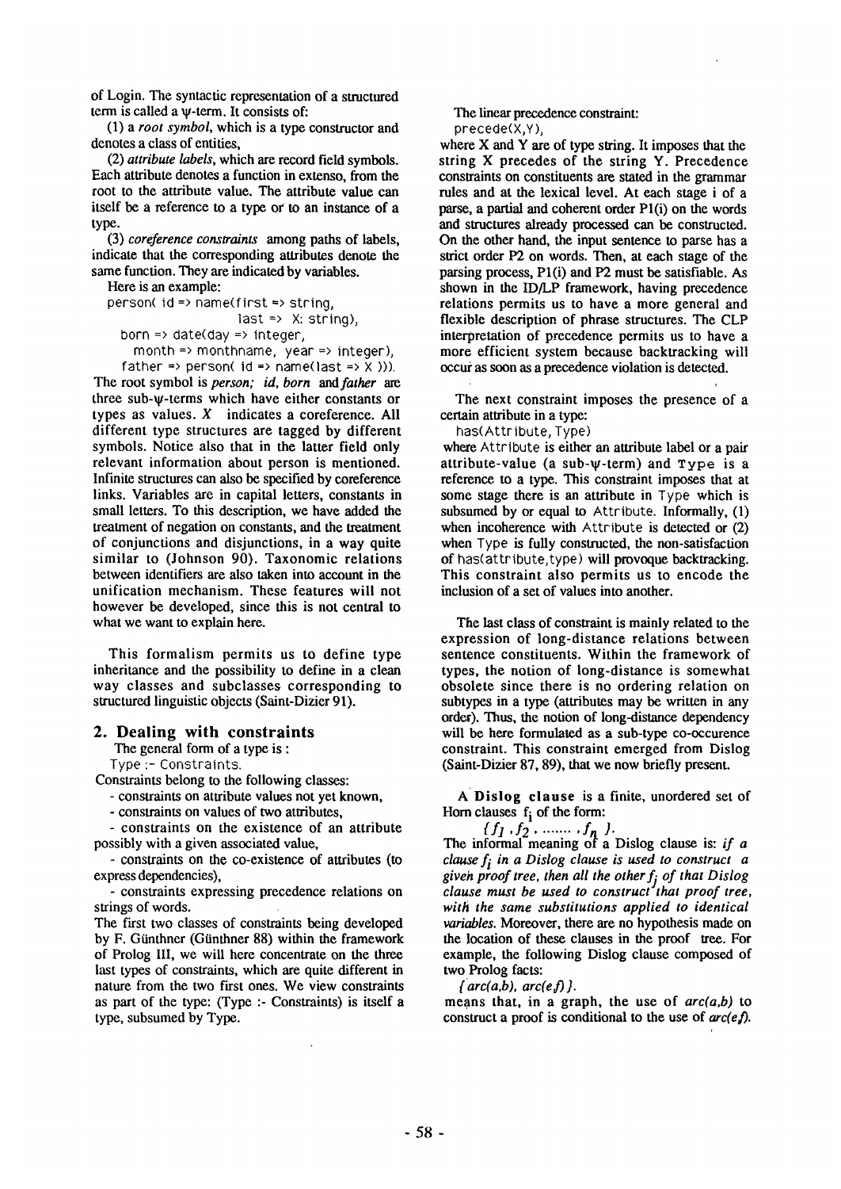of Login. The syntactic representation of a structured term is called a ψ-term. It consists of:

(1) a *root symbol*, which is a type constructor and denotes a class of entities,

(2) *attribute labels*, which are record field symbols. Each attribute denotes a function in extenso, from the root to the attribute value. The attribute value can itself be a reference to a type or to an instance of a type.

(3) *coreference constraints* among paths of labels, indicate that the corresponding attributes denote the same function. They are indicated by variables.

Here is an example:

```
person( id => name(first => string,
                   last => X: string),
  born => date(day => integer,
    month => monthname, year => integer),
  father => person( id => name(last => X ))).
```

The root symbol is *person; id, born* and *father* are three sub-ψ-terms which have either constants or types as values. *X* indicates a coreference. All different type structures are tagged by different symbols. Notice also that in the latter field only relevant information about person is mentioned. Infinite structures can also be specified by coreference links. Variables are in capital letters, constants in small letters. To this description, we have added the treatment of negation on constants, and the treatment of conjunctions and disjunctions, in a way quite similar to (Johnson 90). Taxonomic relations between identifiers are also taken into account in the unification mechanism. These features will not however be developed, since this is not central to what we want to explain here.

This formalism permits us to define type inheritance and the possibility to define in a clean way classes and subclasses corresponding to structured linguistic objects (Saint-Dizier 91).

## 2. Dealing with constraints

The general form of a type is :

`Type :- Constraints.`

Constraints belong to the following classes:

- constraints on attribute values not yet known,
- constraints on values of two attributes,
- constraints on the existence of an attribute possibly with a given associated value,
- constraints on the co-existence of attributes (to express dependencies),
- constraints expressing precedence relations on strings of words.

The first two classes of constraints being developed by F. Günthner (Günthner 88) within the framework of Prolog III, we will here concentrate on the three last types of constraints, which are quite different in nature from the two first ones. We view constraints as part of the type: (Type :- Constraints) is itself a type, subsumed by Type.

The linear precedence constraint:

`precede(X,Y),`

where X and Y are of type string. It imposes that the string X precedes of the string Y. Precedence constraints on constituents are stated in the grammar rules and at the lexical level. At each stage i of a parse, a partial and coherent order P1(i) on the words and structures already processed can be constructed. On the other hand, the input sentence to parse has a strict order P2 on words. Then, at each stage of the parsing process, P1(i) and P2 must be satisfiable. As shown in the ID/LP framework, having precedence relations permits us to have a more general and flexible description of phrase structures. The CLP interpretation of precedence permits us to have a more efficient system because backtracking will occur as soon as a precedence violation is detected.

The next constraint imposes the presence of a certain attribute in a type:

`has(Attribute, Type)`

where `Attribute` is either an attribute label or a pair attribute-value (a sub-ψ-term) and `Type` is a reference to a type. This constraint imposes that at some stage there is an attribute in `Type` which is subsumed by or equal to `Attribute`. Informally, (1) when incoherence with `Attribute` is detected or (2) when `Type` is fully constructed, the non-satisfaction of `has(attribute,type)` will provoque backtracking. This constraint also permits us to encode the inclusion of a set of values into another.

The last class of constraint is mainly related to the expression of long-distance relations between sentence constituents. Within the framework of types, the notion of long-distance is somewhat obsolete since there is no ordering relation on subtypes in a type (attributes may be written in any order). Thus, the notion of long-distance dependency will be here formulated as a sub-type co-occurence constraint. This constraint emerged from Dislog (Saint-Dizier 87, 89), that we now briefly present.

A **Dislog clause** is a finite, unordered set of Horn clauses $f_i$ of the form:

$$\{ f_1 , f_2 , \ldots\ldots , f_n \}.$$

The informal meaning of a Dislog clause is: *if a clause $f_i$ in a Dislog clause is used to construct a given proof tree, then all the other $f_j$ of that Dislog clause must be used to construct that proof tree, with the same substitutions applied to identical variables.* Moreover, there are no hypothesis made on the location of these clauses in the proof tree. For example, the following Dislog clause composed of two Prolog facts:

*{ arc(a,b), arc(e,f) }.*

means that, in a graph, the use of *arc(a,b)* to construct a proof is conditional to the use of *arc(e,f)*.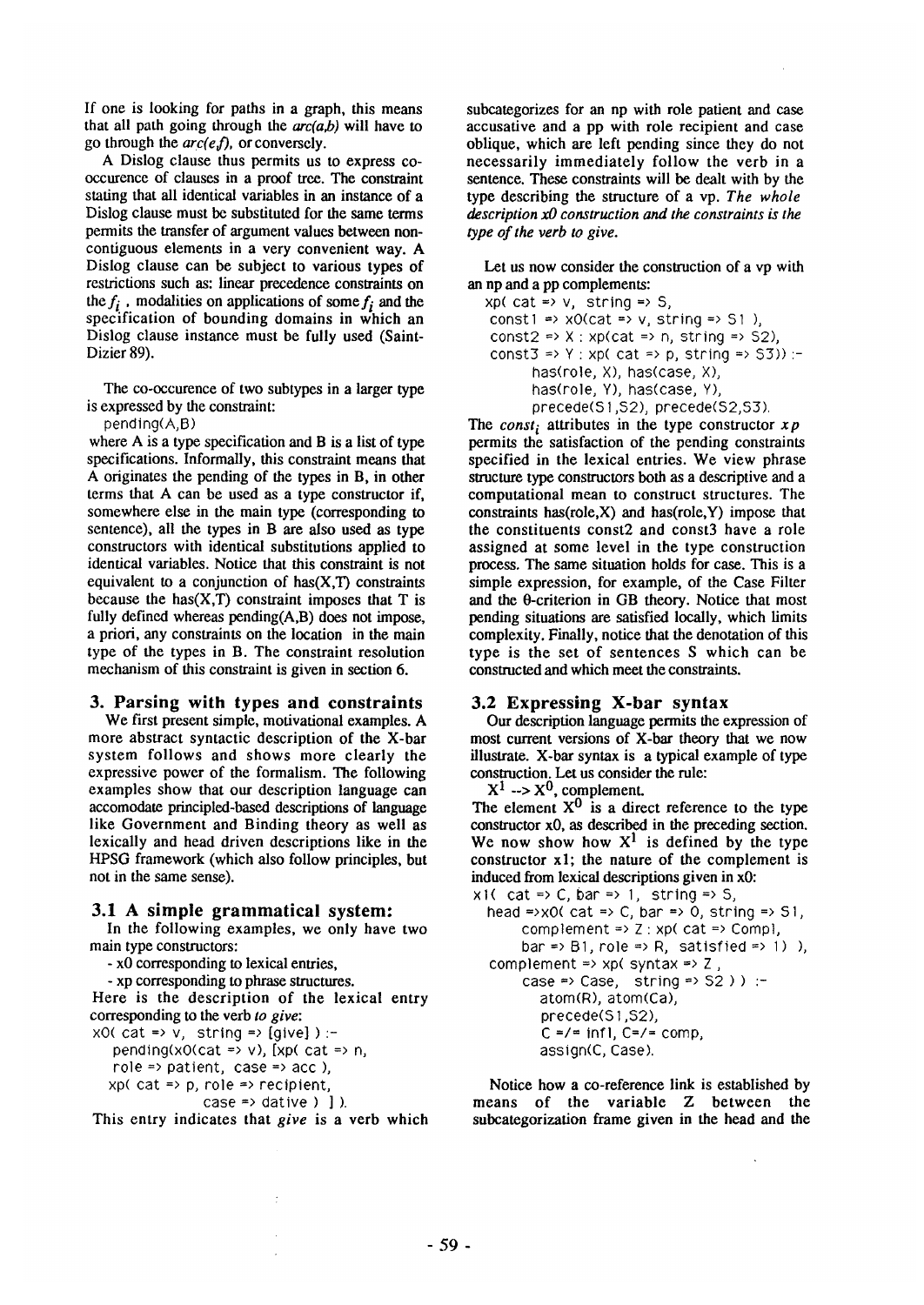If one is looking for paths in a graph, this means that all path going through the *arc(a,b)* will have to go through the *arc(e,f)*, or conversely.

A Dislog clause thus permits us to express co-occurence of clauses in a proof tree. The constraint stating that all identical variables in an instance of a Dislog clause must be substituted for the same terms permits the transfer of argument values between non-contiguous elements in a very convenient way. A Dislog clause can be subject to various types of restrictions such as: linear precedence constraints on the $f_i$, modalities on applications of some $f_i$ and the specification of bounding domains in which an Dislog clause instance must be fully used (Saint-Dizier 89).

The co-occurence of two subtypes in a larger type is expressed by the constraint:

```
pending(A,B)
```

where A is a type specification and B is a list of type specifications. Informally, this constraint means that A originates the pending of the types in B, in other terms that A can be used as a type constructor if, somewhere else in the main type (corresponding to sentence), all the types in B are also used as type constructors with identical substitutions applied to identical variables. Notice that this constraint is not equivalent to a conjunction of has(X,T) constraints because the has(X,T) constraint imposes that T is fully defined whereas pending(A,B) does not impose, a priori, any constraints on the location in the main type of the types in B. The constraint resolution mechanism of this constraint is given in section 6.

## 3. Parsing with types and constraints

We first present simple, motivational examples. A more abstract syntactic description of the X-bar system follows and shows more clearly the expressive power of the formalism. The following examples show that our description language can accomodate principled-based descriptions of language like Government and Binding theory as well as lexically and head driven descriptions like in the HPSG framework (which also follow principles, but not in the same sense).

### 3.1 A simple grammatical system:

In the following examples, we only have two main type constructors:

- x0 corresponding to lexical entries,
- xp corresponding to phrase structures.

Here is the description of the lexical entry corresponding to the verb *to give*:

```
x0( cat => v, string => [give] ) :-
   pending(x0(cat => v), [xp( cat => n,
   role => patient, case => acc ),
   xp( cat => p, role => recipient,
              case => dative ) ] ).
```

This entry indicates that *give* is a verb which subcategorizes for an np with role patient and case accusative and a pp with role recipient and case oblique, which are left pending since they do not necessarily immediately follow the verb in a sentence. These constraints will be dealt with by the type describing the structure of a vp. *The whole description x0 construction and the constraints is the type of the verb to give.*

Let us now consider the construction of a vp with an np and a pp complements:

```
xp( cat => v, string => S,
  const1 => x0(cat => v, string => S1 ),
  const2 => X : xp(cat => n, string => S2),
  const3 => Y : xp( cat => p, string => S3)) :-
        has(role, X), has(case, X),
        has(role, Y), has(case, Y),
        precede(S1,S2), precede(S2,S3).
```

The $const_i$ attributes in the type constructor $xp$ permits the satisfaction of the pending constraints specified in the lexical entries. We view phrase structure type constructors both as a descriptive and a computational mean to construct structures. The constraints has(role,X) and has(role,Y) impose that the constituents const2 and const3 have a role assigned at some level in the type construction process. The same situation holds for case. This is a simple expression, for example, of the Case Filter and the θ-criterion in GB theory. Notice that most pending situations are satisfied locally, which limits complexity. Finally, notice that the denotation of this type is the set of sentences S which can be constructed and which meet the constraints.

### 3.2 Expressing X-bar syntax

Our description language permits the expression of most current versions of X-bar theory that we now illustrate. X-bar syntax is a typical example of type construction. Let us consider the rule:

$X^1 \rightarrow X^0$, complement.

The element $X^0$ is a direct reference to the type constructor x0, as described in the preceding section. We now show how $X^1$ is defined by the type constructor x1; the nature of the complement is induced from lexical descriptions given in x0:

```
x1( cat => C, bar => 1, string => S,
  head =>x0( cat => C, bar => 0, string => S1,
       complement => Z : xp( cat => Compl,
       bar => B1, role => R, satisfied => 1) ),
  complement => xp( syntax => Z ,
       case => Case, string => S2 ) ) :-
         atom(R), atom(Ca),
         precede(S1,S2),
         C =/= infl, C=/= comp,
         assign(C, Case).
```

Notice how a co-reference link is established by means of the variable Z between the subcategorization frame given in the head and the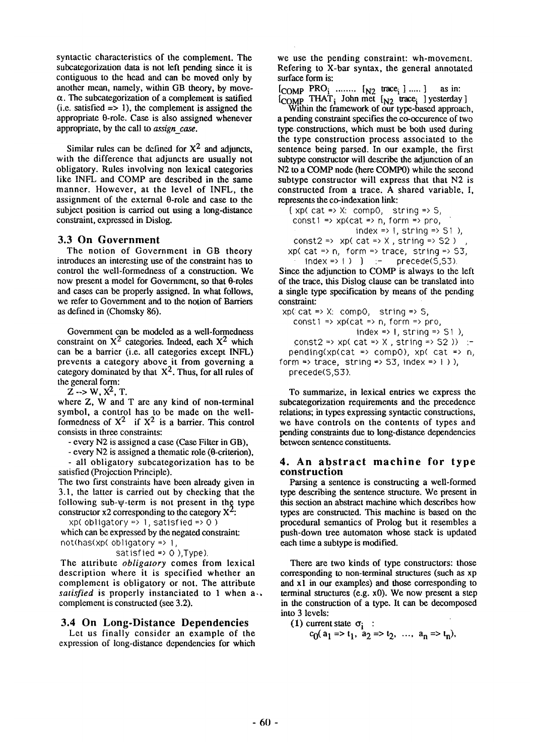syntactic characteristics of the complement. The subcategorization data is not left pending since it is contiguous to the head and can be moved only by another mean, namely, within GB theory, by move-$\alpha$. The subcategorization of a complement is satified (i.e. satisfied => 1), the complement is assigned the appropriate θ-role. Case is also assigned whenever appropriate, by the call to *assign_case*.

Similar rules can be defined for $X^2$ and adjuncts, with the difference that adjuncts are usually not obligatory. Rules involving non lexical categories like INFL and COMP are described in the same manner. However, at the level of INFL, the assignment of the external θ-role and case to the subject position is carried out using a long-distance constraint, expressed in Dislog.

### 3.3 On Government

The notion of Government in GB theory introduces an interesting use of the constraint has to control the well-formedness of a construction. We now present a model for Government, so that θ-roles and cases can be properly assigned. In what follows, we refer to Government and to the notion of Barriers as defined in (Chomsky 86).

Government can be modeled as a well-formedness constraint on $X^2$ categories. Indeed, each $X^2$ which can be a barrier (i.e. all categories except INFL) prevents a category above it from governing a category dominated by that $X^2$. Thus, for all rules of the general form:

$Z \dashrightarrow W, X^2, T.$

where Z, W and T are any kind of non-terminal symbol, a control has to be made on the well-formedness of $X^2$ if $X^2$ is a barrier. This control consists in three constraints:

- every N2 is assigned a case (Case Filter in GB),
- every N2 is assigned a thematic role (θ-criterion),
- all obligatory subcategorization has to be satisfied (Projection Principle).

The two first constraints have been already given in 3.1, the latter is carried out by checking that the following sub-ψ-term is not present in the type constructor x2 corresponding to the category $X^2$:

```
xp( obligatory => 1, satisfied => 0 )
```

which can be expressed by the negated constraint:

```
not(has(xp( obligatory => 1,
            satisfied => 0 ),Type).
```

The attribute *obligatory* comes from lexical description where it is specified whether an complement is obligatory or not. The attribute *satisfied* is properly instanciated to 1 when a complement is constructed (see 3.2).

### 3.4 On Long-Distance Dependencies

Let us finally consider an example of the expression of long-distance dependencies for which we use the pending constraint: wh-movement. Refering to X-bar syntax, the general annotated surface form is:

$[_{COMP}$ $PRO_i$ ........ $[_{N2}$ $trace_i$ ] ..... ] as in:
$[_{COMP}$ $THAT_i$ John met $[_{N2}$ $trace_i$ ] yesterday ]

Within the framework of our type-based approach, a pending constraint specifies the co-occurence of two type constructions, which must be both used during the type construction process associated to the sentence being parsed. In our example, the first subtype constructor will describe the adjunction of an N2 to a COMP node (here COMP0) while the second subtype constructor will express that that N2 is constructed from a trace. A shared variable, I, represents the co-indexation link:

```
{ xp( cat => X: comp0, string => S,
  const1 => xp(cat => n, form => pro,
               index => I, string => S1 ),
  const2 => xp( cat => X , string => S2 ) ,
  xp( cat => n, form => trace, string => S3,
      index => I ) } :- precede(S,S3).
```

Since the adjunction to COMP is always to the left of the trace, this Dislog clause can be translated into a single type specification by means of the pending constraint:

```
xp( cat => X: comp0, string => S,
   const1 => xp(cat => n, form => pro,
                index => I, string => S1 ),
   const2 => xp( cat => X , string => S2 )) :-
   pending(xp(cat => comp0), xp( cat => n,
form => trace, string => S3, index => I ) ),
   precede(S,S3).
```

To summarize, in lexical entries we express the subcategorization requirements and the precedence relations; in types expressing syntactic constructions, we have controls on the contents of types and pending constraints due to long-distance dependencies between sentence constituents.

## 4. An abstract machine for type construction

Parsing a sentence is constructing a well-formed type describing the sentence structure. We present in this section an abstract machine which describes how types are constructed. This machine is based on the procedural semantics of Prolog but it resembles a push-down tree automaton whose stack is updated each time a subtype is modified.

There are two kinds of type constructors: those corresponding to non-terminal structures (such as xp and x1 in our examples) and those corresponding to terminal structures (e.g. x0). We now present a step in the construction of a type. It can be decomposed into 3 levels:

(1) current state $\sigma_i$ :

$c_0( a_1 \Rightarrow t_1,\ a_2 \Rightarrow t_2,\ \ldots,\ a_n \Rightarrow t_n),$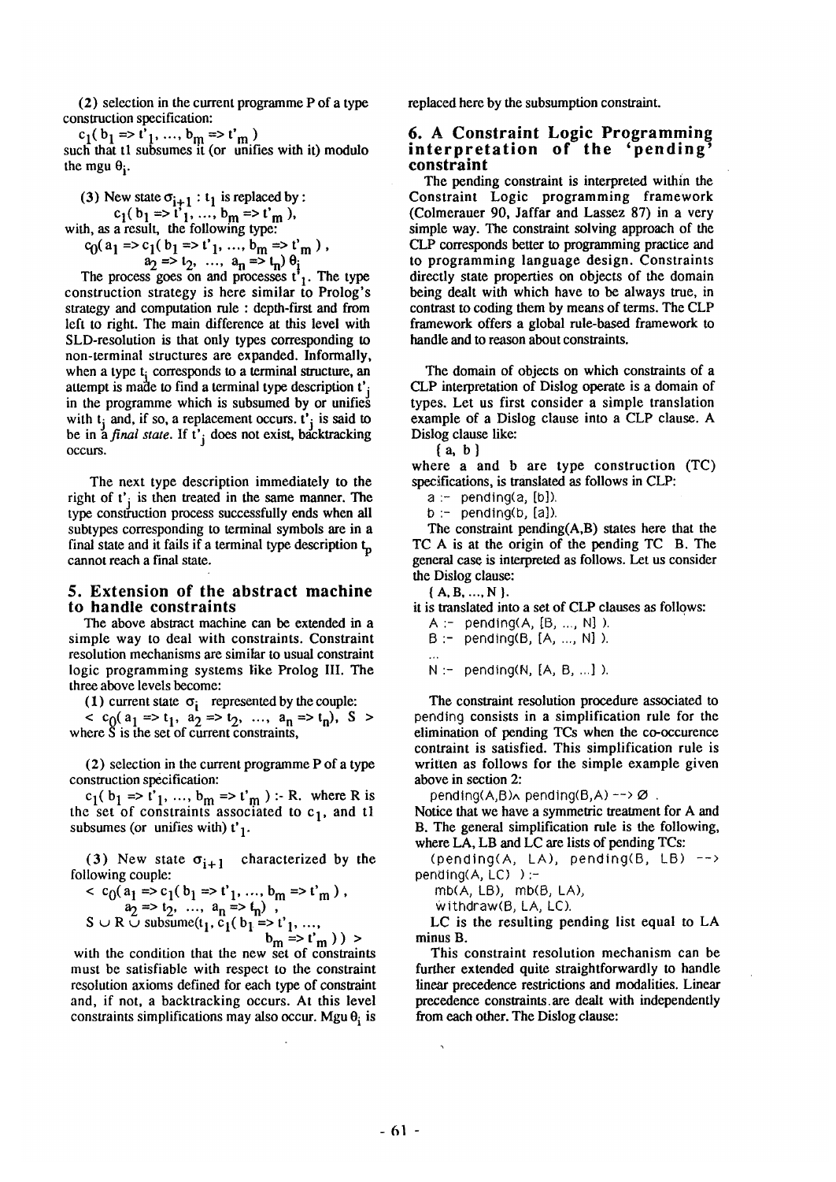(2) selection in the current programme P of a type construction specification:

$c_1( b_1 \Rightarrow t'_1, \ldots, b_m \Rightarrow t'_m )$

such that t1 subsumes it (or unifies with it) modulo the mgu $\theta_i$.

(3) New state $\sigma_{i+1}$ : $t_1$ is replaced by :

$c_1( b_1 \Rightarrow t'_1, \ldots, b_m \Rightarrow t'_m )$,

with, as a result, the following type:

$$c_0( a_1 \Rightarrow c_1( b_1 \Rightarrow t'_1, \ldots, b_m \Rightarrow t'_m ), a_2 \Rightarrow t_2, \ldots, a_n \Rightarrow t_n) \theta_i$$

The process goes on and processes $t'_1$. The type construction strategy is here similar to Prolog's strategy and computation rule : depth-first and from left to right. The main difference at this level with SLD-resolution is that only types corresponding to non-terminal structures are expanded. Informally, when a type $t_j$ corresponds to a terminal structure, an attempt is made to find a terminal type description $t'_j$ in the programme which is subsumed by or unifies with $t_j$ and, if so, a replacement occurs. $t'_j$ is said to be in a *final state*. If $t'_j$ does not exist, backtracking occurs.

The next type description immediately to the right of $t'_j$ is then treated in the same manner. The type construction process successfully ends when all subtypes corresponding to terminal symbols are in a final state and it fails if a terminal type description $t_p$ cannot reach a final state.

## 5. Extension of the abstract machine to handle constraints

The above abstract machine can be extended in a simple way to deal with constraints. Constraint resolution mechanisms are similar to usual constraint logic programming systems like Prolog III. The three above levels become:

(1) current state $\sigma_i$ represented by the couple:

$< c_0( a_1 \Rightarrow t_1, a_2 \Rightarrow t_2, \ldots, a_n \Rightarrow t_n), S >$

where S is the set of current constraints,

(2) selection in the current programme P of a type construction specification:

$c_1( b_1 \Rightarrow t'_1, \ldots, b_m \Rightarrow t'_m )$ :- R. where R is the set of constraints associated to $c_1$, and t1 subsumes (or unifies with) $t'_1$.

(3) New state $\sigma_{i+1}$ characterized by the following couple:

$$< c_0( a_1 \Rightarrow c_1( b_1 \Rightarrow t'_1, \ldots, b_m \Rightarrow t'_m ), a_2 \Rightarrow t_2, \ldots, a_n \Rightarrow t_n) , S \cup R \cup subsume(t_1, c_1( b_1 \Rightarrow t'_1, \ldots, b_m \Rightarrow t'_m )) >$$

with the condition that the new set of constraints must be satisfiable with respect to the constraint resolution axioms defined for each type of constraint and, if not, a backtracking occurs. At this level constraints simplifications may also occur. Mgu $\theta_i$ is replaced here by the subsumption constraint.

## 6. A Constraint Logic Programming interpretation of the 'pending' constraint

The pending constraint is interpreted within the Constraint Logic programming framework (Colmerauer 90, Jaffar and Lassez 87) in a very simple way. The constraint solving approach of the CLP corresponds better to programming practice and to programming language design. Constraints directly state properties on objects of the domain being dealt with which have to be always true, in contrast to coding them by means of terms. The CLP framework offers a global rule-based framework to handle and to reason about constraints.

The domain of objects on which constraints of a CLP interpretation of Dislog operate is a domain of types. Let us first consider a simple translation example of a Dislog clause into a CLP clause. A Dislog clause like:

{ a, b }

where a and b are type construction (TC) specifications, is translated as follows in CLP:

```
a :- pending(a, [b]).
b :- pending(b, [a]).
```

The constraint pending(A,B) states here that the TC A is at the origin of the pending TC B. The general case is interpreted as follows. Let us consider the Dislog clause:

{ A, B, ..., N }.

it is translated into a set of CLP clauses as follows:

```
A :- pending(A, [B, ..., N] ).
B :- pending(B, [A, ..., N] ).
...
N :- pending(N, [A, B, ...] ).
```

The constraint resolution procedure associated to pending consists in a simplification rule for the elimination of pending TCs when the co-occurence contraint is satisfied. This simplification rule is written as follows for the simple example given above in section 2:

```
pending(A,B)∧ pending(B,A) --> ∅ .
```

Notice that we have a symmetric treatment for A and B. The general simplification rule is the following, where LA, LB and LC are lists of pending TCs:

```
(pending(A, LA), pending(B, LB) -->
pending(A, LC) ) :-
    mb(A, LB), mb(B, LA),
    withdraw(B, LA, LC).
```

LC is the resulting pending list equal to LA minus B.

This constraint resolution mechanism can be further extended quite straightforwardly to handle linear precedence restrictions and modalities. Linear precedence constraints are dealt with independently from each other. The Dislog clause: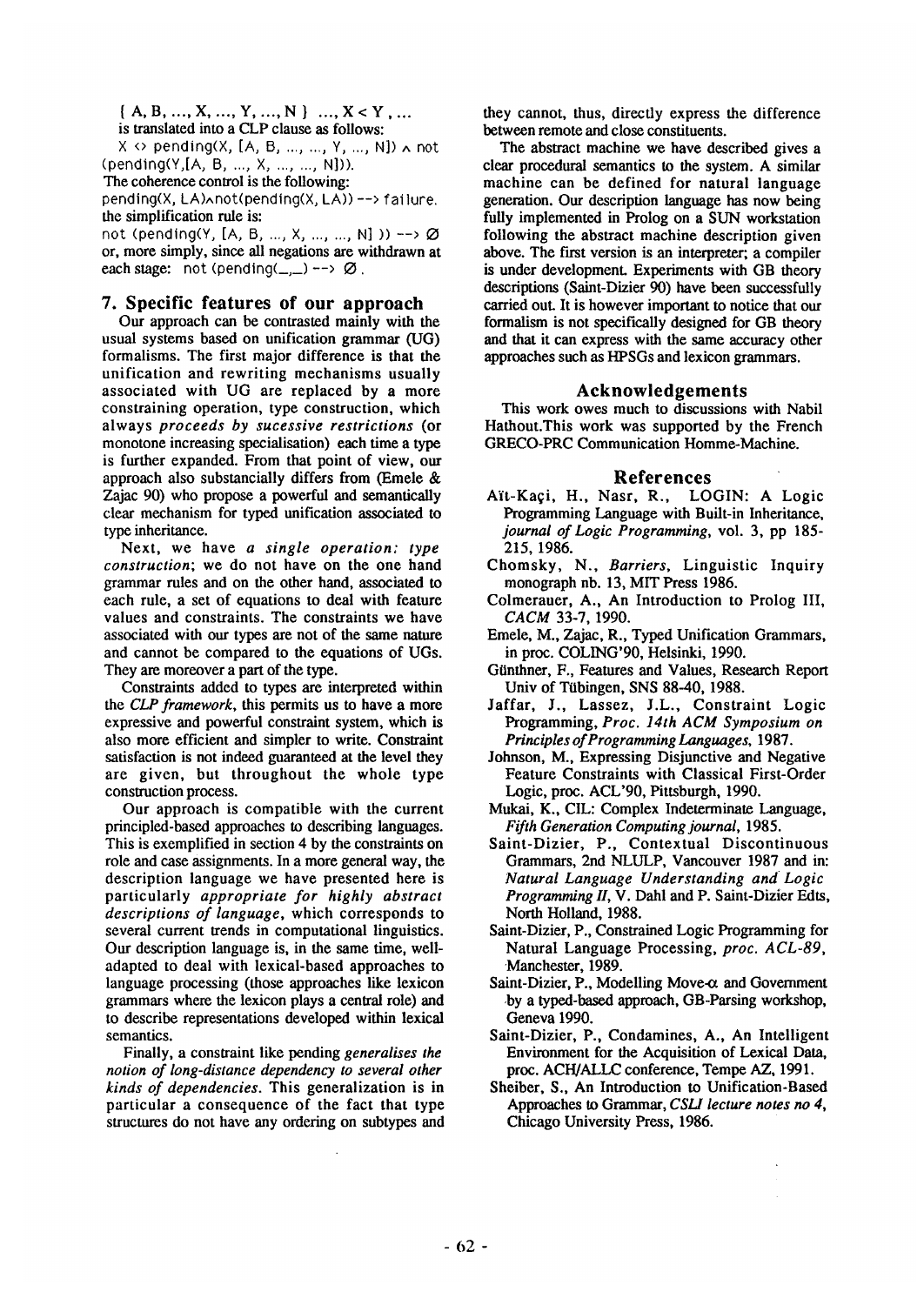{ A, B, ..., X, ..., Y, ..., N } ..., X < Y , ...
is translated into a CLP clause as follows:

X <> pending(X, [A, B, ..., ..., Y, ..., N]) ∧ not (pending(Y,[A, B, ..., X, ..., ..., N])).

The coherence control is the following:

pending(X, LA)∧not(pending(X, LA)) --> failure.

the simplification rule is:

not (pending(Y, [A, B, ..., X, ..., ..., N] )) --> ∅

or, more simply, since all negations are withdrawn at each stage: not (pending(_,_) --> ∅ .

## 7. Specific features of our approach

Our approach can be contrasted mainly with the usual systems based on unification grammar (UG) formalisms. The first major difference is that the unification and rewriting mechanisms usually associated with UG are replaced by a more constraining operation, type construction, which always *proceeds by sucessive restrictions* (or monotone increasing specialisation) each time a type is further expanded. From that point of view, our approach also substancially differs from (Emele & Zajac 90) who propose a powerful and semantically clear mechanism for typed unification associated to type inheritance.

Next, we have *a single operation: type construction*; we do not have on the one hand grammar rules and on the other hand, associated to each rule, a set of equations to deal with feature values and constraints. The constraints we have associated with our types are not of the same nature and cannot be compared to the equations of UGs. They are moreover a part of the type.

Constraints added to types are interpreted within the *CLP framework*, this permits us to have a more expressive and powerful constraint system, which is also more efficient and simpler to write. Constraint satisfaction is not indeed guaranteed at the level they are given, but throughout the whole type construction process.

Our approach is compatible with the current principled-based approaches to describing languages. This is exemplified in section 4 by the constraints on role and case assignments. In a more general way, the description language we have presented here is particularly *appropriate for highly abstract descriptions of language*, which corresponds to several current trends in computational linguistics. Our description language is, in the same time, well-adapted to deal with lexical-based approaches to language processing (those approaches like lexicon grammars where the lexicon plays a central role) and to describe representations developed within lexical semantics.

Finally, a constraint like pending *generalises the notion of long-distance dependency to several other kinds of dependencies*. This generalization is in particular a consequence of the fact that type structures do not have any ordering on subtypes and they cannot, thus, directly express the difference between remote and close constituents.

The abstract machine we have described gives a clear procedural semantics to the system. A similar machine can be defined for natural language generation. Our description language has now being fully implemented in Prolog on a SUN workstation following the abstract machine description given above. The first version is an interpreter; a compiler is under development. Experiments with GB theory descriptions (Saint-Dizier 90) have been successfully carried out. It is however important to notice that our formalism is not specifically designed for GB theory and that it can express with the same accuracy other approaches such as HPSGs and lexicon grammars.

## Acknowledgements

This work owes much to discussions with Nabil Hathout.This work was supported by the French GRECO-PRC Communication Homme-Machine.

## References

Aït-Kaçi, H., Nasr, R., LOGIN: A Logic Programming Language with Built-in Inheritance, *journal of Logic Programming*, vol. 3, pp 185-215, 1986.

Chomsky, N., *Barriers*, Linguistic Inquiry monograph nb. 13, MIT Press 1986.

Colmerauer, A., An Introduction to Prolog III, *CACM* 33-7, 1990.

Emele, M., Zajac, R., Typed Unification Grammars, in proc. COLING'90, Helsinki, 1990.

Günthner, F., Features and Values, Research Report Univ of Tübingen, SNS 88-40, 1988.

Jaffar, J., Lassez, J.L., Constraint Logic Programming, *Proc. 14th ACM Symposium on Principles of Programming Languages*, 1987.

Johnson, M., Expressing Disjunctive and Negative Feature Constraints with Classical First-Order Logic, proc. ACL'90, Pittsburgh, 1990.

Mukai, K., CIL: Complex Indeterminate Language, *Fifth Generation Computing journal*, 1985.

Saint-Dizier, P., Contextual Discontinuous Grammars, 2nd NLULP, Vancouver 1987 and in: *Natural Language Understanding and Logic Programming II*, V. Dahl and P. Saint-Dizier Edts, North Holland, 1988.

Saint-Dizier, P., Constrained Logic Programming for Natural Language Processing, *proc. ACL-89*, Manchester, 1989.

Saint-Dizier, P., Modelling Move-α and Government by a typed-based approach, GB-Parsing workshop, Geneva 1990.

Saint-Dizier, P., Condamines, A., An Intelligent Environment for the Acquisition of Lexical Data, proc. ACH/ALLC conference, Tempe AZ, 1991.

Sheiber, S., An Introduction to Unification-Based Approaches to Grammar, *CSLI lecture notes no 4*, Chicago University Press, 1986.